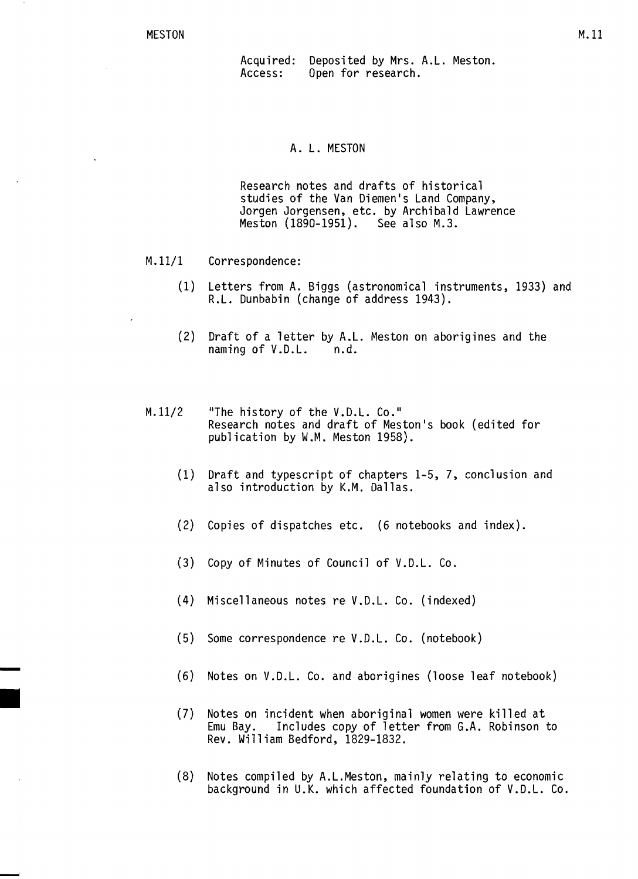Acquired: Deposited by Mrs. A.L. Meston.
Access: Open for research.

## A. L. MESTON

Research notes and drafts of historical studies of the Van Diemen's Land Company, Jorgen Jorgensen, etc. by Archibald Lawrence Meston (1890-1951). See also M.3.

**M.11/1** Correspondence:

(1) Letters from A. Biggs (astronomical instruments, 1933) and R.L. Dunbabin (change of address 1943).

(2) Draft of a letter by A.L. Meston on aborigines and the naming of V.D.L. n.d.

**M.11/2** "The history of the V.D.L. Co." Research notes and draft of Meston's book (edited for publication by W.M. Meston 1958).

(1) Draft and typescript of chapters 1-5, 7, conclusion and also introduction by K.M. Dallas.

(2) Copies of dispatches etc. (6 notebooks and index).

(3) Copy of Minutes of Council of V.D.L. Co.

(4) Miscellaneous notes re V.D.L. Co. (indexed)

(5) Some correspondence re V.D.L. Co. (notebook)

(6) Notes on V.D.L. Co. and aborigines (loose leaf notebook)

(7) Notes on incident when aboriginal women were killed at Emu Bay. Includes copy of letter from G.A. Robinson to Rev. William Bedford, 1829-1832.

(8) Notes compiled by A.L.Meston, mainly relating to economic background in U.K. which affected foundation of V.D.L. Co.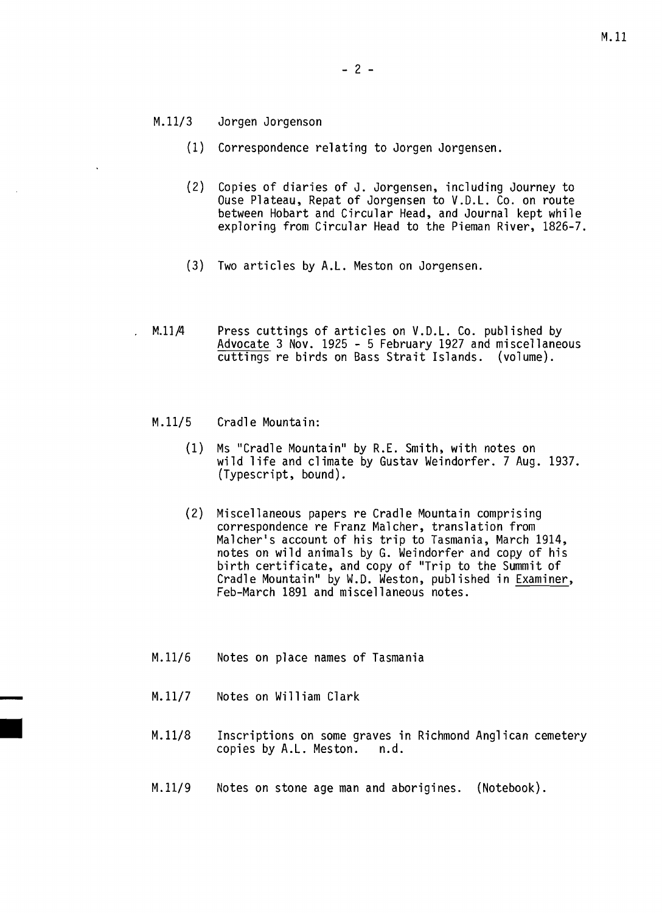M.11/3 Jorgen Jorgenson

(1) Correspondence relating to Jorgen Jorgensen.

(2) Copies of diaries of J. Jorgensen, including Journey to Ouse Plateau, Repat of Jorgensen to V.D.L. Co. on route between Hobart and Circular Head, and Journal kept while exploring from Circular Head to the Pieman River, 1826-7.

(3) Two articles by A.L. Meston on Jorgensen.

M.11/4 Press cuttings of articles on V.D.L. Co. published by Advocate 3 Nov. 1925 - 5 February 1927 and miscellaneous cuttings re birds on Bass Strait Islands. (volume).

M.11/5 Cradle Mountain:

(1) Ms "Cradle Mountain" by R.E. Smith, with notes on wild life and climate by Gustav Weindorfer. 7 Aug. 1937. (Typescript, bound).

(2) Miscellaneous papers re Cradle Mountain comprising correspondence re Franz Malcher, translation from Malcher's account of his trip to Tasmania, March 1914, notes on wild animals by G. Weindorfer and copy of his birth certificate, and copy of "Trip to the Summit of Cradle Mountain" by W.D. Weston, published in Examiner, Feb-March 1891 and miscellaneous notes.

M.11/6 Notes on place names of Tasmania

M.11/7 Notes on William Clark

M.11/8 Inscriptions on some graves in Richmond Anglican cemetery copies by A.L. Meston. n.d.

M.11/9 Notes on stone age man and aborigines. (Notebook).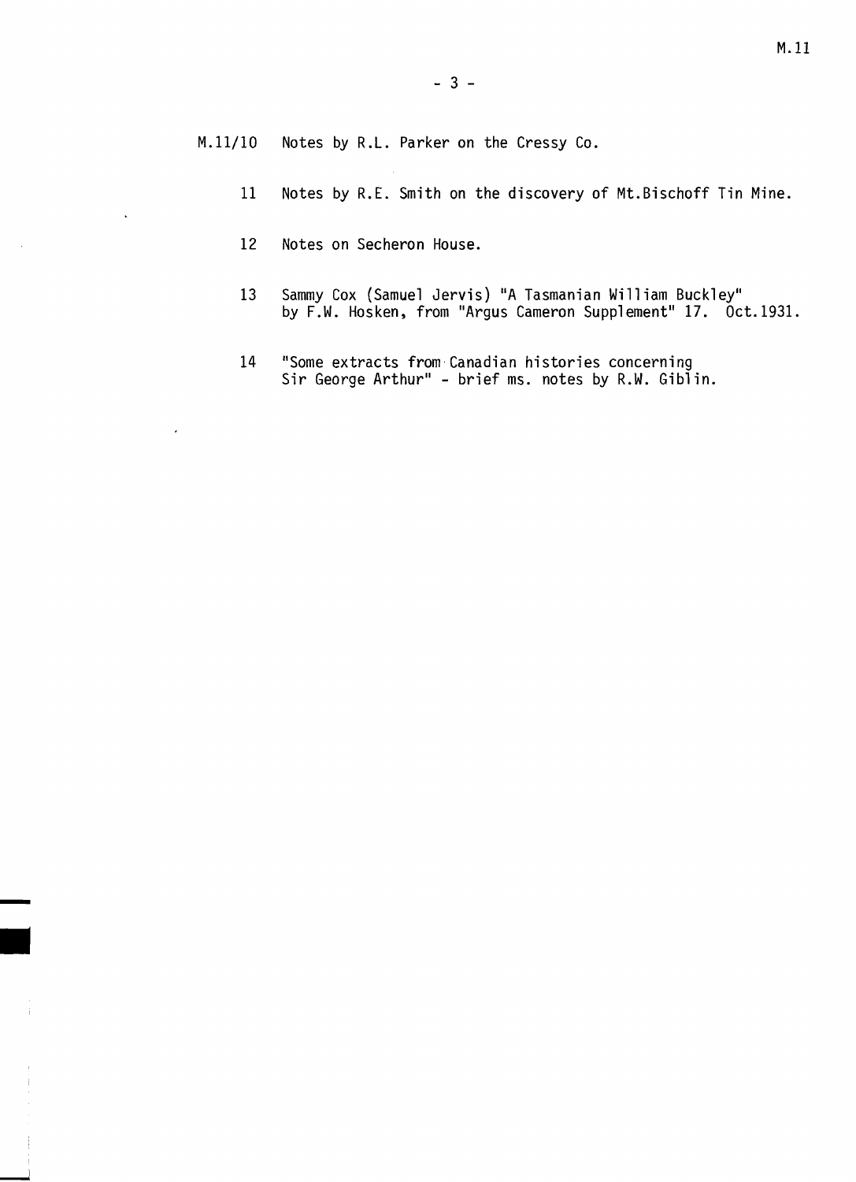M.11/10 Notes by R.L. Parker on the Cressy Co.

11 Notes by R.E. Smith on the discovery of Mt.Bischoff Tin Mine.

12 Notes on Secheron House.

13 Sammy Cox (Samuel Jervis) "A Tasmanian William Buckley" by F.W. Hosken, from "Argus Cameron Supplement" 17. Oct.1931.

14 "Some extracts from Canadian histories concerning Sir George Arthur" - brief ms. notes by R.W. Giblin.